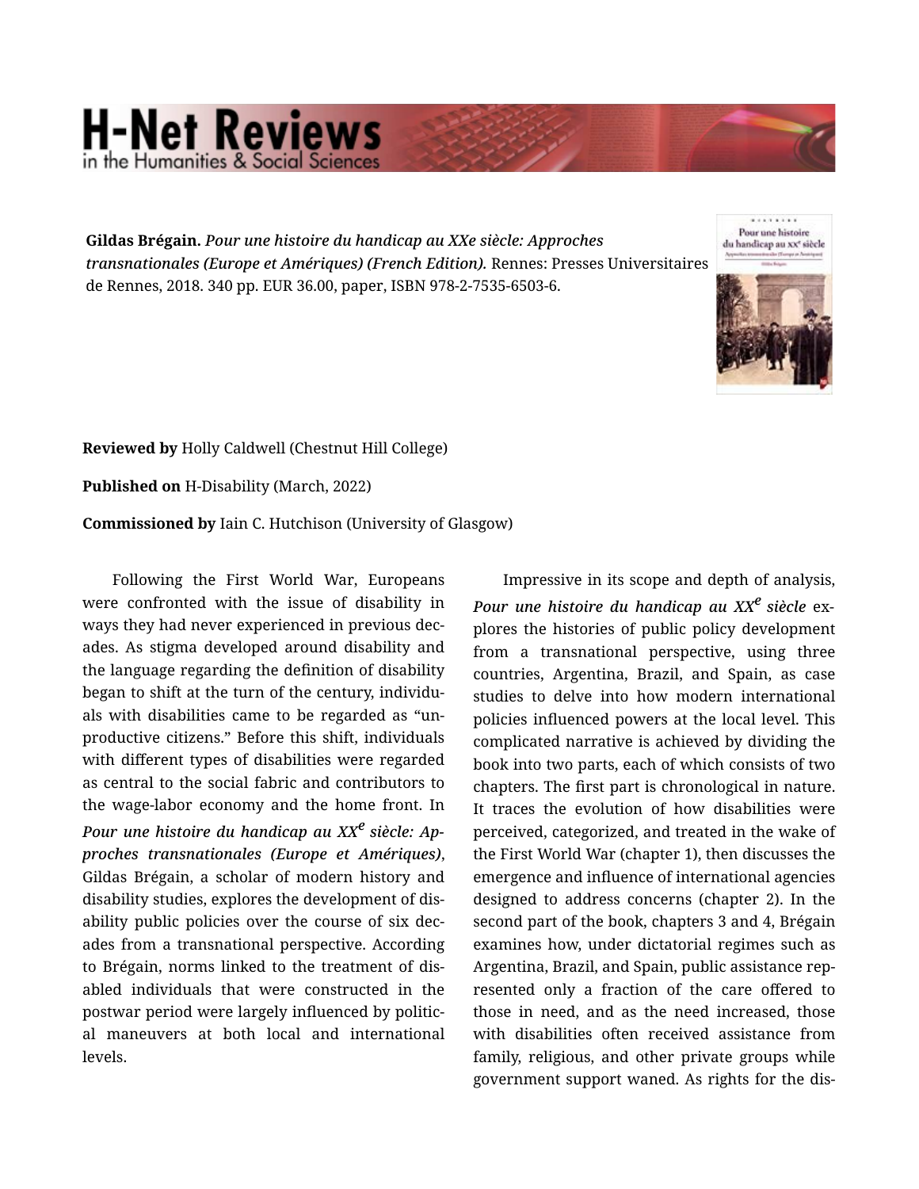**Gildas Brégain.** *Pour une histoire du handicap au XXe siècle: Approches transnationales (Europe et Amériques) (French Edition).* Rennes: Presses Universitaires de Rennes, 2018. 340 pp. EUR 36.00, paper, ISBN 978-2-7535-6503-6.

**Reviewed by** Holly Caldwell (Chestnut Hill College)

**Published on** H-Disability (March, 2022)

**Commissioned by** Iain C. Hutchison (University of Glasgow)

Following the First World War, Europeans were confronted with the issue of disability in ways they had never experienced in previous decades. As stigma developed around disability and the language regarding the definition of disability began to shift at the turn of the century, individuals with disabilities came to be regarded as "unproductive citizens." Before this shift, individuals with different types of disabilities were regarded as central to the social fabric and contributors to the wage-labor economy and the home front. In *Pour une histoire du handicap au XX$^{e}$ siècle: Approches transnationales (Europe et Amériques)*, Gildas Brégain, a scholar of modern history and disability studies, explores the development of disability public policies over the course of six decades from a transnational perspective. According to Brégain, norms linked to the treatment of disabled individuals that were constructed in the postwar period were largely influenced by political maneuvers at both local and international levels.

Impressive in its scope and depth of analysis, *Pour une histoire du handicap au XX$^{e}$ siècle* explores the histories of public policy development from a transnational perspective, using three countries, Argentina, Brazil, and Spain, as case studies to delve into how modern international policies influenced powers at the local level. This complicated narrative is achieved by dividing the book into two parts, each of which consists of two chapters. The first part is chronological in nature. It traces the evolution of how disabilities were perceived, categorized, and treated in the wake of the First World War (chapter 1), then discusses the emergence and influence of international agencies designed to address concerns (chapter 2). In the second part of the book, chapters 3 and 4, Brégain examines how, under dictatorial regimes such as Argentina, Brazil, and Spain, public assistance represented only a fraction of the care offered to those in need, and as the need increased, those with disabilities often received assistance from family, religious, and other private groups while government support waned. As rights for the dis-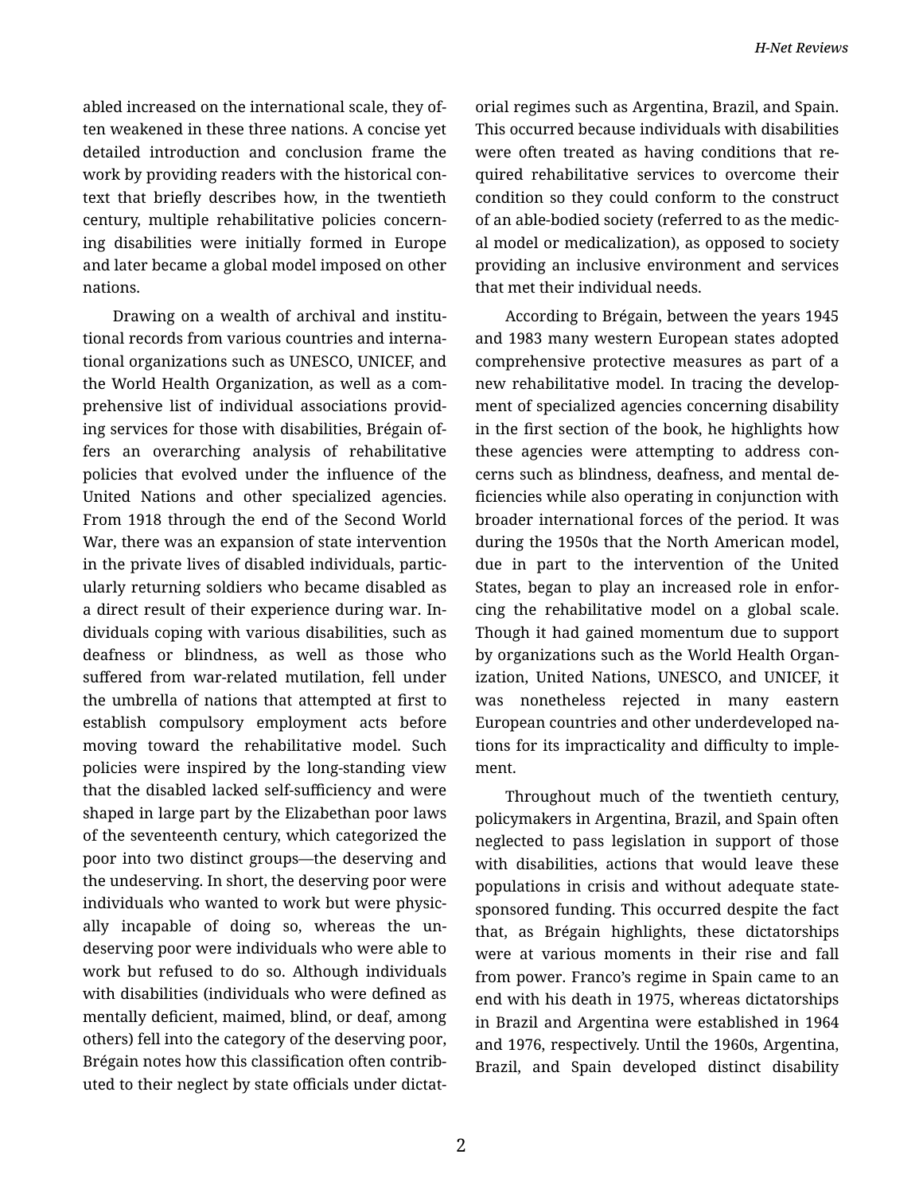abled increased on the international scale, they often weakened in these three nations. A concise yet detailed introduction and conclusion frame the work by providing readers with the historical context that briefly describes how, in the twentieth century, multiple rehabilitative policies concerning disabilities were initially formed in Europe and later became a global model imposed on other nations.

Drawing on a wealth of archival and institutional records from various countries and international organizations such as UNESCO, UNICEF, and the World Health Organization, as well as a comprehensive list of individual associations providing services for those with disabilities, Brégain offers an overarching analysis of rehabilitative policies that evolved under the influence of the United Nations and other specialized agencies. From 1918 through the end of the Second World War, there was an expansion of state intervention in the private lives of disabled individuals, particularly returning soldiers who became disabled as a direct result of their experience during war. Individuals coping with various disabilities, such as deafness or blindness, as well as those who suffered from war-related mutilation, fell under the umbrella of nations that attempted at first to establish compulsory employment acts before moving toward the rehabilitative model. Such policies were inspired by the long-standing view that the disabled lacked self-sufficiency and were shaped in large part by the Elizabethan poor laws of the seventeenth century, which categorized the poor into two distinct groups—the deserving and the undeserving. In short, the deserving poor were individuals who wanted to work but were physically incapable of doing so, whereas the undeserving poor were individuals who were able to work but refused to do so. Although individuals with disabilities (individuals who were defined as mentally deficient, maimed, blind, or deaf, among others) fell into the category of the deserving poor, Brégain notes how this classification often contributed to their neglect by state officials under dictatorial regimes such as Argentina, Brazil, and Spain. This occurred because individuals with disabilities were often treated as having conditions that required rehabilitative services to overcome their condition so they could conform to the construct of an able-bodied society (referred to as the medical model or medicalization), as opposed to society providing an inclusive environment and services that met their individual needs.

According to Brégain, between the years 1945 and 1983 many western European states adopted comprehensive protective measures as part of a new rehabilitative model. In tracing the development of specialized agencies concerning disability in the first section of the book, he highlights how these agencies were attempting to address concerns such as blindness, deafness, and mental deficiencies while also operating in conjunction with broader international forces of the period. It was during the 1950s that the North American model, due in part to the intervention of the United States, began to play an increased role in enforcing the rehabilitative model on a global scale. Though it had gained momentum due to support by organizations such as the World Health Organization, United Nations, UNESCO, and UNICEF, it was nonetheless rejected in many eastern European countries and other underdeveloped nations for its impracticality and difficulty to implement.

Throughout much of the twentieth century, policymakers in Argentina, Brazil, and Spain often neglected to pass legislation in support of those with disabilities, actions that would leave these populations in crisis and without adequate state-sponsored funding. This occurred despite the fact that, as Brégain highlights, these dictatorships were at various moments in their rise and fall from power. Franco's regime in Spain came to an end with his death in 1975, whereas dictatorships in Brazil and Argentina were established in 1964 and 1976, respectively. Until the 1960s, Argentina, Brazil, and Spain developed distinct disability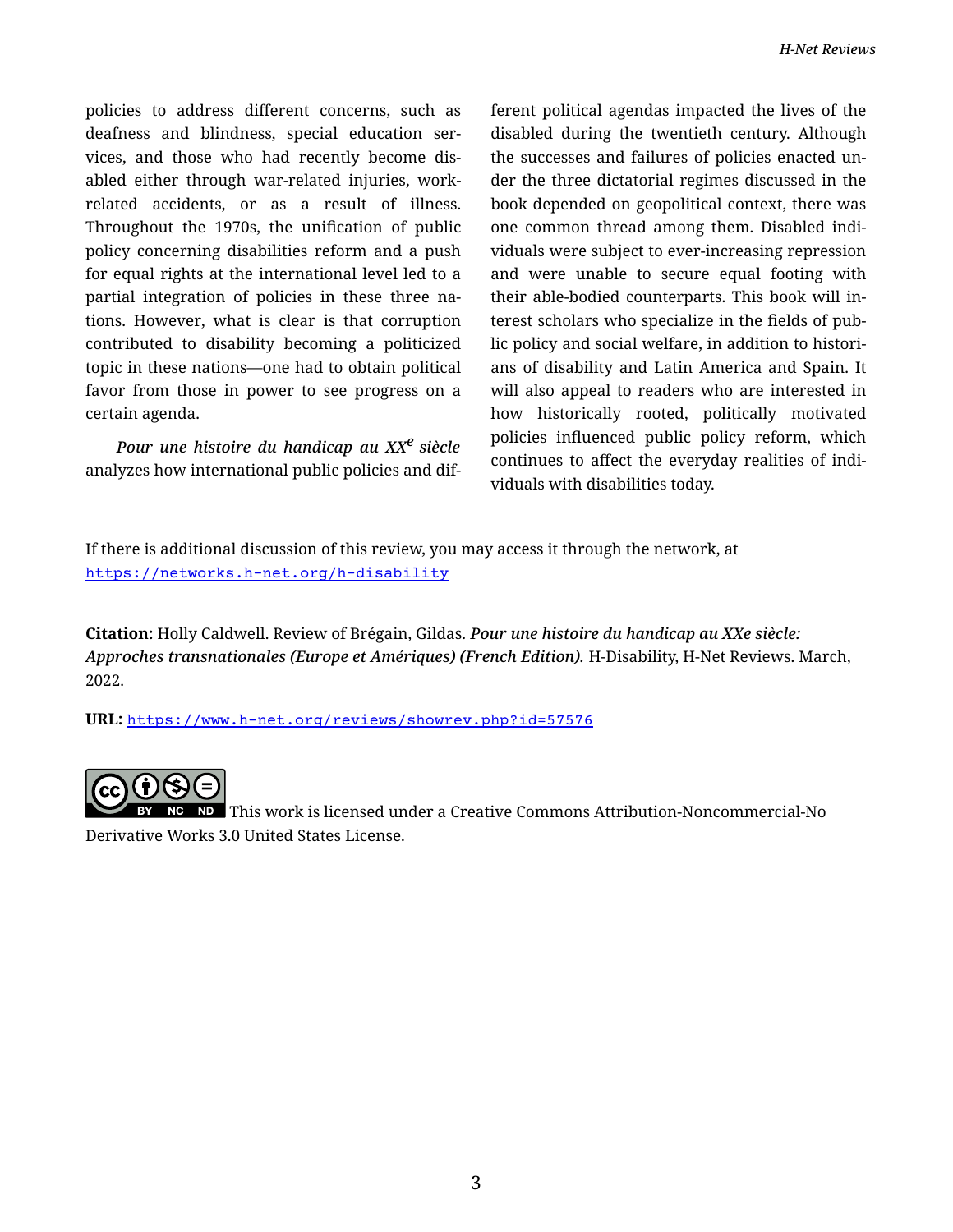policies to address different concerns, such as deafness and blindness, special education services, and those who had recently become disabled either through war-related injuries, work-related accidents, or as a result of illness. Throughout the 1970s, the unification of public policy concerning disabilities reform and a push for equal rights at the international level led to a partial integration of policies in these three nations. However, what is clear is that corruption contributed to disability becoming a politicized topic in these nations—one had to obtain political favor from those in power to see progress on a certain agenda.

*Pour une histoire du handicap au XX^e^ siècle* analyzes how international public policies and different political agendas impacted the lives of the disabled during the twentieth century. Although the successes and failures of policies enacted under the three dictatorial regimes discussed in the book depended on geopolitical context, there was one common thread among them. Disabled individuals were subject to ever-increasing repression and were unable to secure equal footing with their able-bodied counterparts. This book will interest scholars who specialize in the fields of public policy and social welfare, in addition to historians of disability and Latin America and Spain. It will also appeal to readers who are interested in how historically rooted, politically motivated policies influenced public policy reform, which continues to affect the everyday realities of individuals with disabilities today.

If there is additional discussion of this review, you may access it through the network, at https://networks.h-net.org/h-disability

**Citation:** Holly Caldwell. Review of Brégain, Gildas. *Pour une histoire du handicap au XXe siècle: Approches transnationales (Europe et Amériques) (French Edition).* H-Disability, H-Net Reviews. March, 2022.

**URL:** https://www.h-net.org/reviews/showrev.php?id=57576

This work is licensed under a Creative Commons Attribution-Noncommercial-No Derivative Works 3.0 United States License.